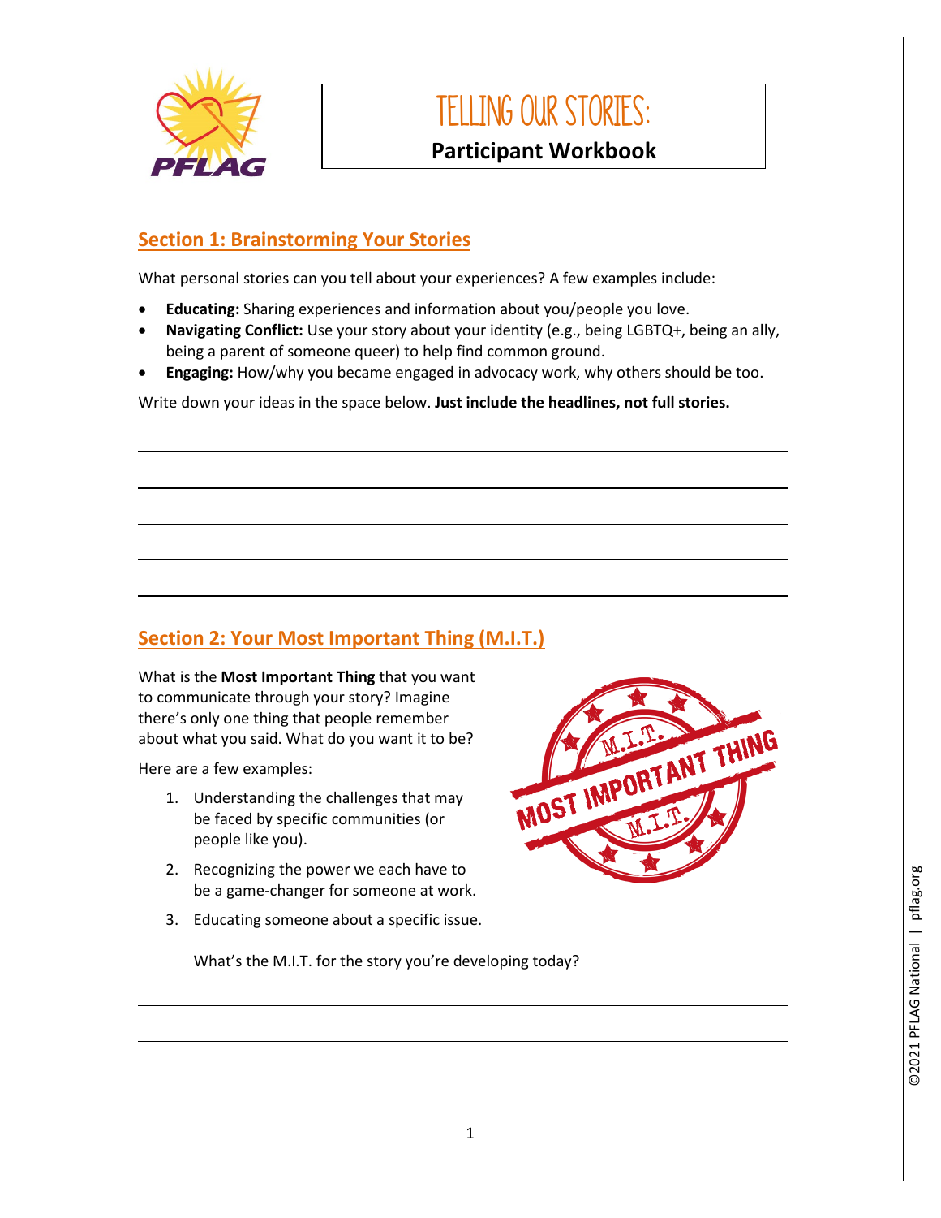# TELLING OUR STORIES:

**Participant Workbook**

## Section 1: Brainstorming Your Stories

What personal stories can you tell about your experiences? A few examples include:

- **Educating:** Sharing experiences and information about you/people you love.
- **Navigating Conflict:** Use your story about your identity (e.g., being LGBTQ+, being an ally, being a parent of someone queer) to help find common ground.
- **Engaging:** How/why you became engaged in advocacy work, why others should be too.

Write down your ideas in the space below. **Just include the headlines, not full stories.**

\_\_\_\_\_\_\_\_\_\_\_\_\_\_\_\_\_\_\_\_\_\_\_\_\_\_\_\_\_\_\_\_\_\_\_\_\_\_\_\_\_\_\_\_\_\_\_\_\_\_\_\_\_\_\_\_\_\_\_\_\_\_

\_\_\_\_\_\_\_\_\_\_\_\_\_\_\_\_\_\_\_\_\_\_\_\_\_\_\_\_\_\_\_\_\_\_\_\_\_\_\_\_\_\_\_\_\_\_\_\_\_\_\_\_\_\_\_\_\_\_\_\_\_\_

\_\_\_\_\_\_\_\_\_\_\_\_\_\_\_\_\_\_\_\_\_\_\_\_\_\_\_\_\_\_\_\_\_\_\_\_\_\_\_\_\_\_\_\_\_\_\_\_\_\_\_\_\_\_\_\_\_\_\_\_\_\_

\_\_\_\_\_\_\_\_\_\_\_\_\_\_\_\_\_\_\_\_\_\_\_\_\_\_\_\_\_\_\_\_\_\_\_\_\_\_\_\_\_\_\_\_\_\_\_\_\_\_\_\_\_\_\_\_\_\_\_\_\_\_

\_\_\_\_\_\_\_\_\_\_\_\_\_\_\_\_\_\_\_\_\_\_\_\_\_\_\_\_\_\_\_\_\_\_\_\_\_\_\_\_\_\_\_\_\_\_\_\_\_\_\_\_\_\_\_\_\_\_\_\_\_\_

## Section 2: Your Most Important Thing (M.I.T.)

What is the **Most Important Thing** that you want to communicate through your story? Imagine there's only one thing that people remember about what you said. What do you want it to be?

Here are a few examples:

1. Understanding the challenges that may be faced by specific communities (or people like you).
2. Recognizing the power we each have to be a game-changer for someone at work.
3. Educating someone about a specific issue.

What's the M.I.T. for the story you're developing today?

\_\_\_\_\_\_\_\_\_\_\_\_\_\_\_\_\_\_\_\_\_\_\_\_\_\_\_\_\_\_\_\_\_\_\_\_\_\_\_\_\_\_\_\_\_\_\_\_\_\_\_\_\_\_\_\_\_\_\_\_\_\_

\_\_\_\_\_\_\_\_\_\_\_\_\_\_\_\_\_\_\_\_\_\_\_\_\_\_\_\_\_\_\_\_\_\_\_\_\_\_\_\_\_\_\_\_\_\_\_\_\_\_\_\_\_\_\_\_\_\_\_\_\_\_

©2021 PFLAG National | pflag.org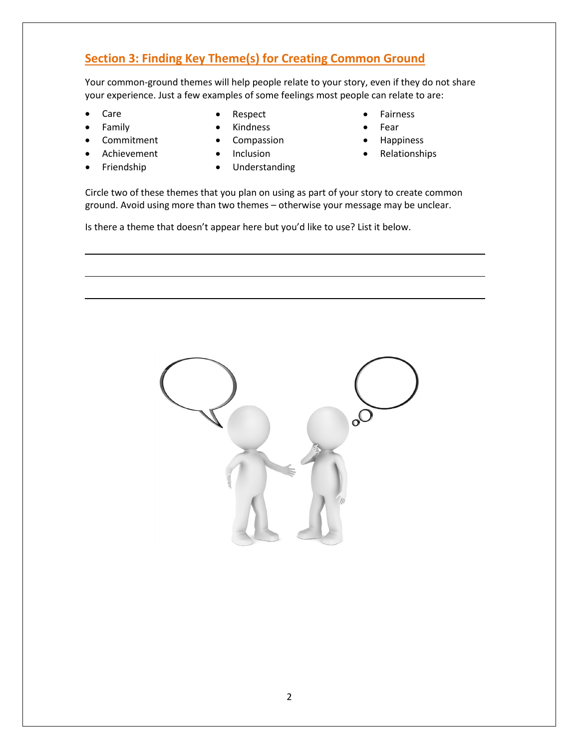## Section 3: Finding Key Theme(s) for Creating Common Ground

Your common-ground themes will help people relate to your story, even if they do not share your experience. Just a few examples of some feelings most people can relate to are:

- Care
- Family
- Commitment
- Achievement
- Friendship
- Respect
- Kindness
- Compassion
- Inclusion
- Understanding
- Fairness
- Fear
- Happiness
- Relationships

Circle two of these themes that you plan on using as part of your story to create common ground. Avoid using more than two themes – otherwise your message may be unclear.

Is there a theme that doesn't appear here but you'd like to use? List it below.

\_\_\_\_\_\_\_\_\_\_\_\_\_\_\_\_\_\_\_\_\_\_\_\_\_\_\_\_\_\_\_\_\_\_\_\_\_\_\_\_\_\_\_\_\_\_\_\_\_\_\_\_\_\_\_\_\_\_\_\_

\_\_\_\_\_\_\_\_\_\_\_\_\_\_\_\_\_\_\_\_\_\_\_\_\_\_\_\_\_\_\_\_\_\_\_\_\_\_\_\_\_\_\_\_\_\_\_\_\_\_\_\_\_\_\_\_\_\_\_\_

\_\_\_\_\_\_\_\_\_\_\_\_\_\_\_\_\_\_\_\_\_\_\_\_\_\_\_\_\_\_\_\_\_\_\_\_\_\_\_\_\_\_\_\_\_\_\_\_\_\_\_\_\_\_\_\_\_\_\_\_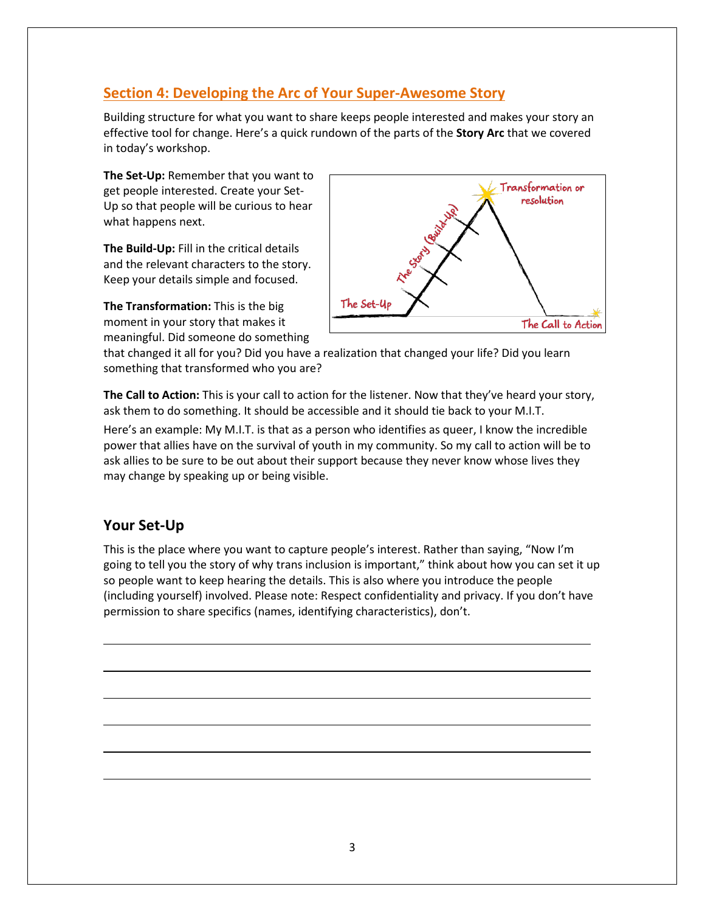## Section 4: Developing the Arc of Your Super-Awesome Story

Building structure for what you want to share keeps people interested and makes your story an effective tool for change. Here's a quick rundown of the parts of the **Story Arc** that we covered in today's workshop.

**The Set-Up:** Remember that you want to get people interested. Create your Set-Up so that people will be curious to hear what happens next.

**The Build-Up:** Fill in the critical details and the relevant characters to the story. Keep your details simple and focused.

**The Transformation:** This is the big moment in your story that makes it meaningful. Did someone do something that changed it all for you? Did you have a realization that changed your life? Did you learn something that transformed who you are?

**The Call to Action:** This is your call to action for the listener. Now that they've heard your story, ask them to do something. It should be accessible and it should tie back to your M.I.T.

Here's an example: My M.I.T. is that as a person who identifies as queer, I know the incredible power that allies have on the survival of youth in my community. So my call to action will be to ask allies to be sure to be out about their support because they never know whose lives they may change by speaking up or being visible.

### Your Set-Up

This is the place where you want to capture people's interest. Rather than saying, "Now I'm going to tell you the story of why trans inclusion is important," think about how you can set it up so people want to keep hearing the details. This is also where you introduce the people (including yourself) involved. Please note: Respect confidentiality and privacy. If you don't have permission to share specifics (names, identifying characteristics), don't.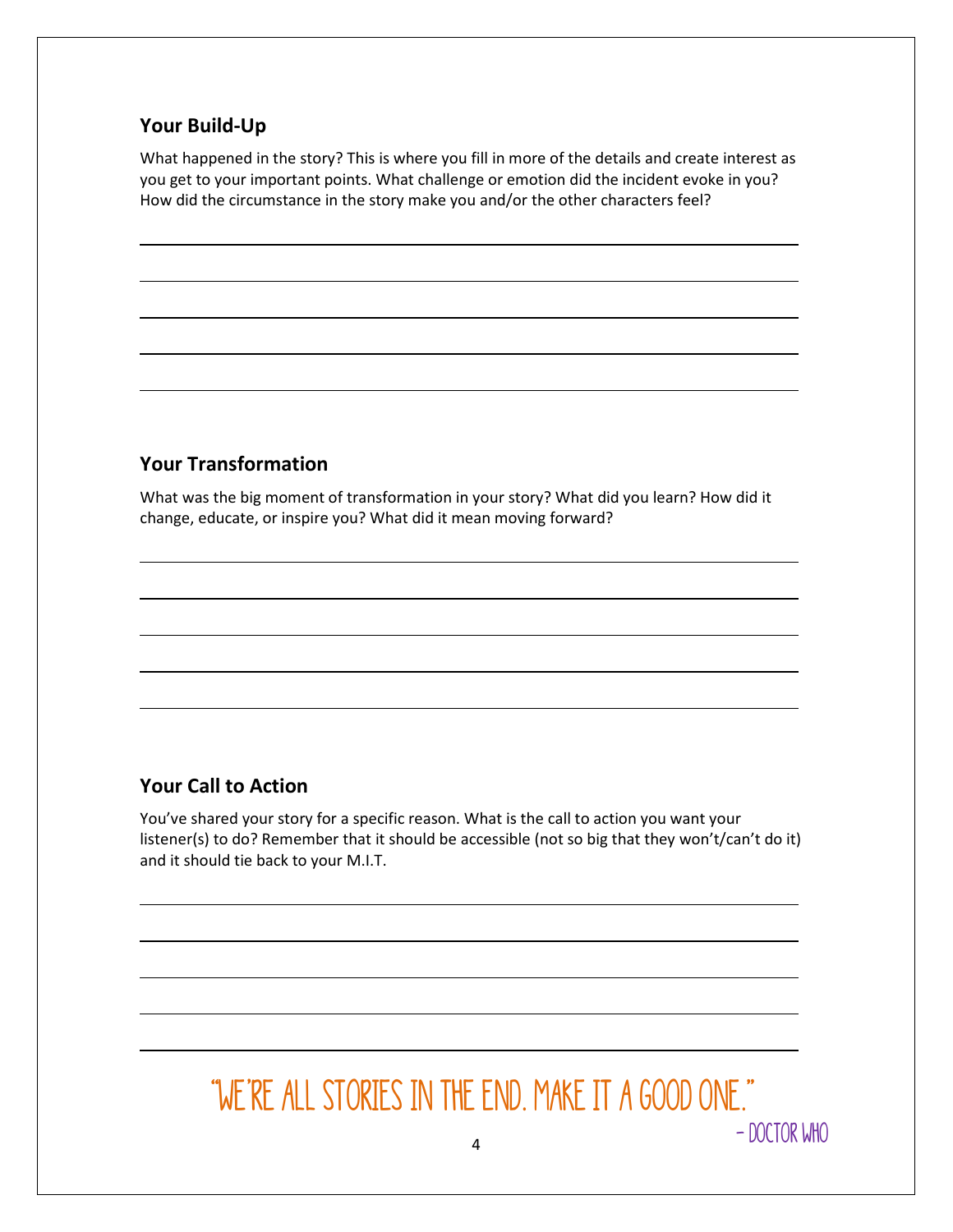## Your Build-Up

What happened in the story? This is where you fill in more of the details and create interest as you get to your important points. What challenge or emotion did the incident evoke in you? How did the circumstance in the story make you and/or the other characters feel?

## Your Transformation

What was the big moment of transformation in your story? What did you learn? How did it change, educate, or inspire you? What did it mean moving forward?

## Your Call to Action

You've shared your story for a specific reason. What is the call to action you want your listener(s) to do? Remember that it should be accessible (not so big that they won't/can't do it) and it should tie back to your M.I.T.

"WE'RE ALL STORIES IN THE END. MAKE IT A GOOD ONE."

– DOCTOR WHO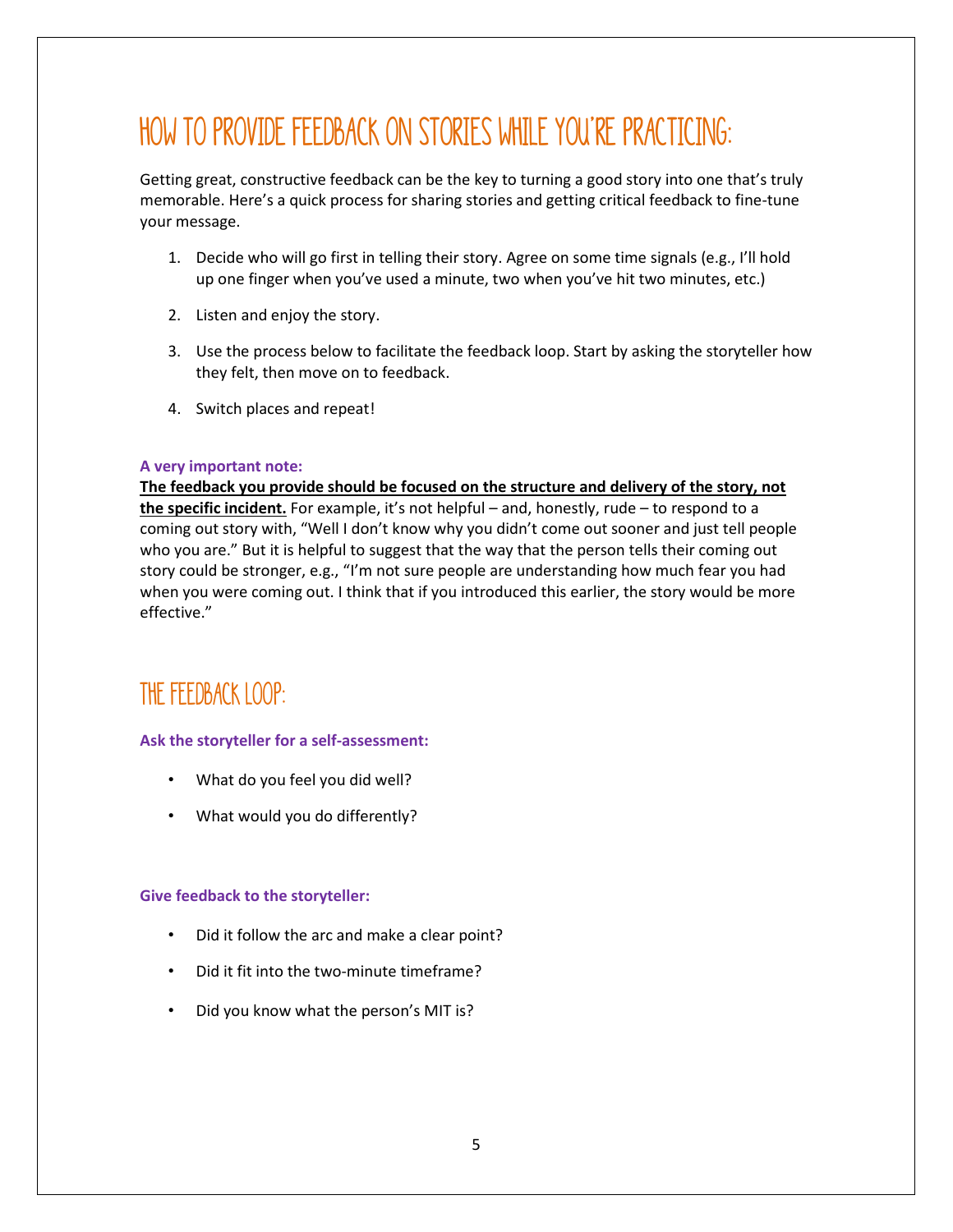# How to Provide Feedback on Stories While You're Practicing:

Getting great, constructive feedback can be the key to turning a good story into one that's truly memorable. Here's a quick process for sharing stories and getting critical feedback to fine-tune your message.

1. Decide who will go first in telling their story. Agree on some time signals (e.g., I'll hold up one finger when you've used a minute, two when you've hit two minutes, etc.)
2. Listen and enjoy the story.
3. Use the process below to facilitate the feedback loop. Start by asking the storyteller how they felt, then move on to feedback.
4. Switch places and repeat!

**A very important note:**

**The feedback you provide should be focused on the structure and delivery of the story, not the specific incident.** For example, it's not helpful – and, honestly, rude – to respond to a coming out story with, "Well I don't know why you didn't come out sooner and just tell people who you are." But it is helpful to suggest that the way that the person tells their coming out story could be stronger, e.g., "I'm not sure people are understanding how much fear you had when you were coming out. I think that if you introduced this earlier, the story would be more effective."

# The Feedback Loop:

**Ask the storyteller for a self-assessment:**

- What do you feel you did well?
- What would you do differently?

**Give feedback to the storyteller:**

- Did it follow the arc and make a clear point?
- Did it fit into the two-minute timeframe?
- Did you know what the person's MIT is?